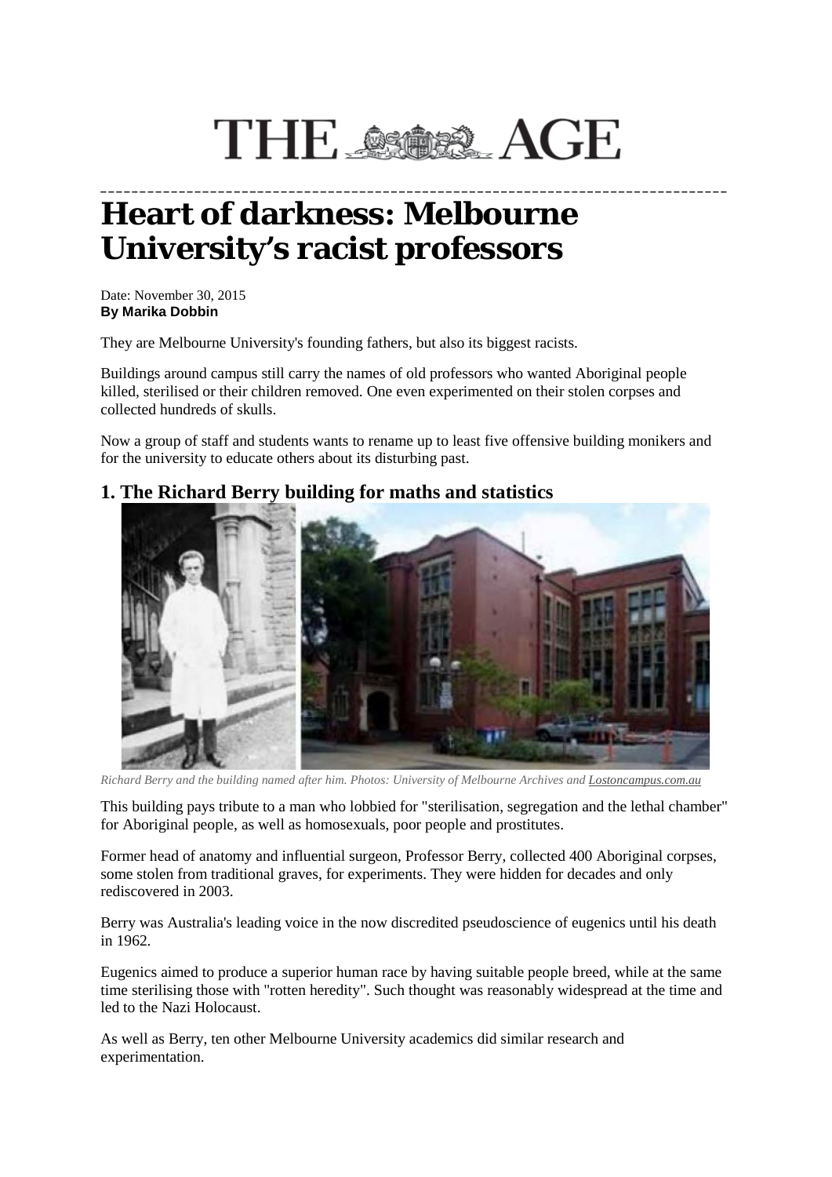THE AGE

# Heart of darkness: Melbourne University's racist professors

Date: November 30, 2015
**By Marika Dobbin**

They are Melbourne University's founding fathers, but also its biggest racists.

Buildings around campus still carry the names of old professors who wanted Aboriginal people killed, sterilised or their children removed. One even experimented on their stolen corpses and collected hundreds of skulls.

Now a group of staff and students wants to rename up to least five offensive building monikers and for the university to educate others about its disturbing past.

## 1. The Richard Berry building for maths and statistics

*Richard Berry and the building named after him. Photos: University of Melbourne Archives and Lostoncampus.com.au*

This building pays tribute to a man who lobbied for "sterilisation, segregation and the lethal chamber" for Aboriginal people, as well as homosexuals, poor people and prostitutes.

Former head of anatomy and influential surgeon, Professor Berry, collected 400 Aboriginal corpses, some stolen from traditional graves, for experiments. They were hidden for decades and only rediscovered in 2003.

Berry was Australia's leading voice in the now discredited pseudoscience of eugenics until his death in 1962.

Eugenics aimed to produce a superior human race by having suitable people breed, while at the same time sterilising those with "rotten heredity". Such thought was reasonably widespread at the time and led to the Nazi Holocaust.

As well as Berry, ten other Melbourne University academics did similar research and experimentation.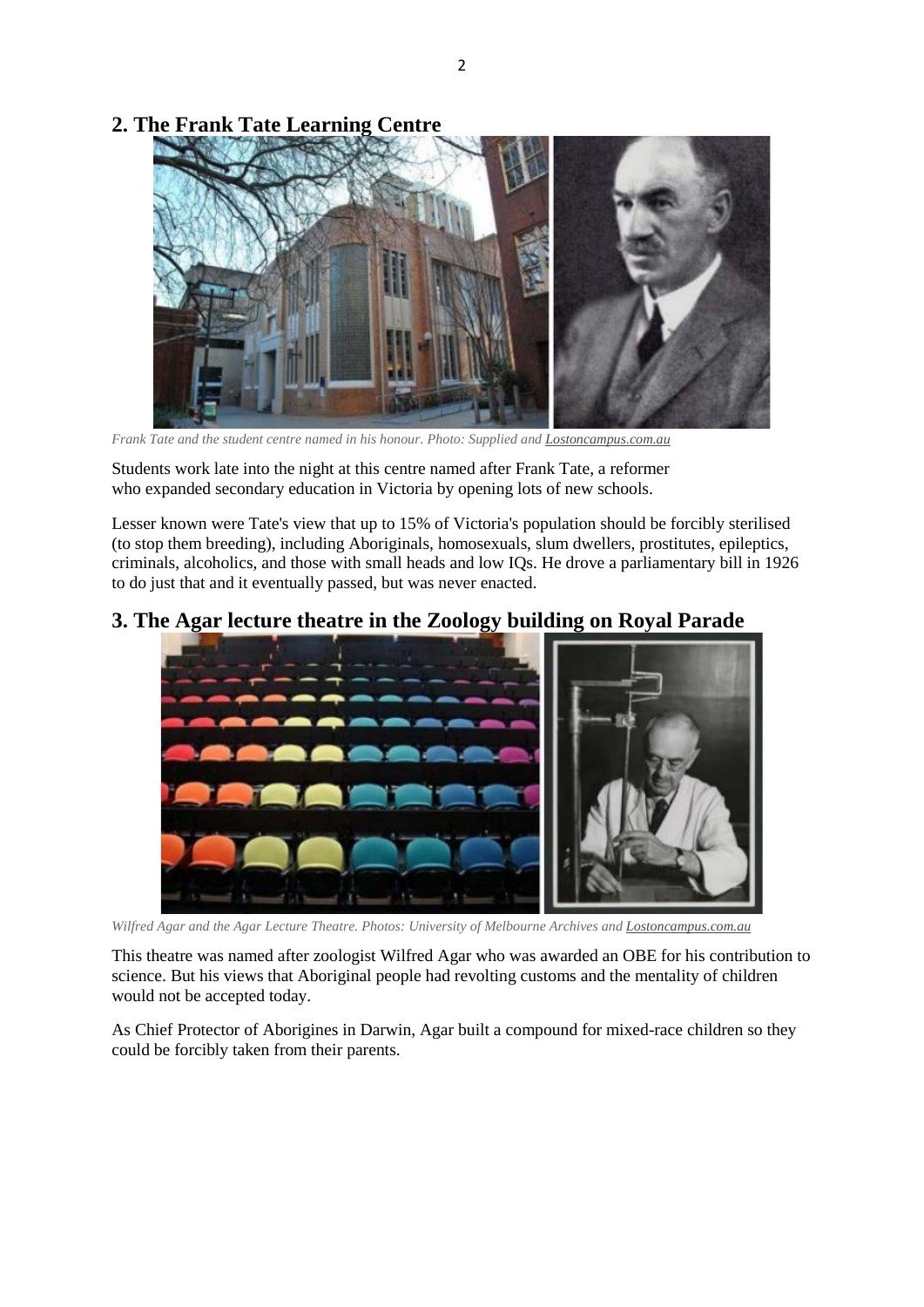## 2. The Frank Tate Learning Centre

*Frank Tate and the student centre named in his honour. Photo: Supplied and [Lostoncampus.com.au](Lostoncampus.com.au)*

Students work late into the night at this centre named after Frank Tate, a reformer who expanded secondary education in Victoria by opening lots of new schools.

Lesser known were Tate's view that up to 15% of Victoria's population should be forcibly sterilised (to stop them breeding), including Aboriginals, homosexuals, slum dwellers, prostitutes, epileptics, criminals, alcoholics, and those with small heads and low IQs. He drove a parliamentary bill in 1926 to do just that and it eventually passed, but was never enacted.

## 3. The Agar lecture theatre in the Zoology building on Royal Parade

*Wilfred Agar and the Agar Lecture Theatre. Photos: University of Melbourne Archives and [Lostoncampus.com.au](Lostoncampus.com.au)*

This theatre was named after zoologist Wilfred Agar who was awarded an OBE for his contribution to science. But his views that Aboriginal people had revolting customs and the mentality of children would not be accepted today.

As Chief Protector of Aborigines in Darwin, Agar built a compound for mixed-race children so they could be forcibly taken from their parents.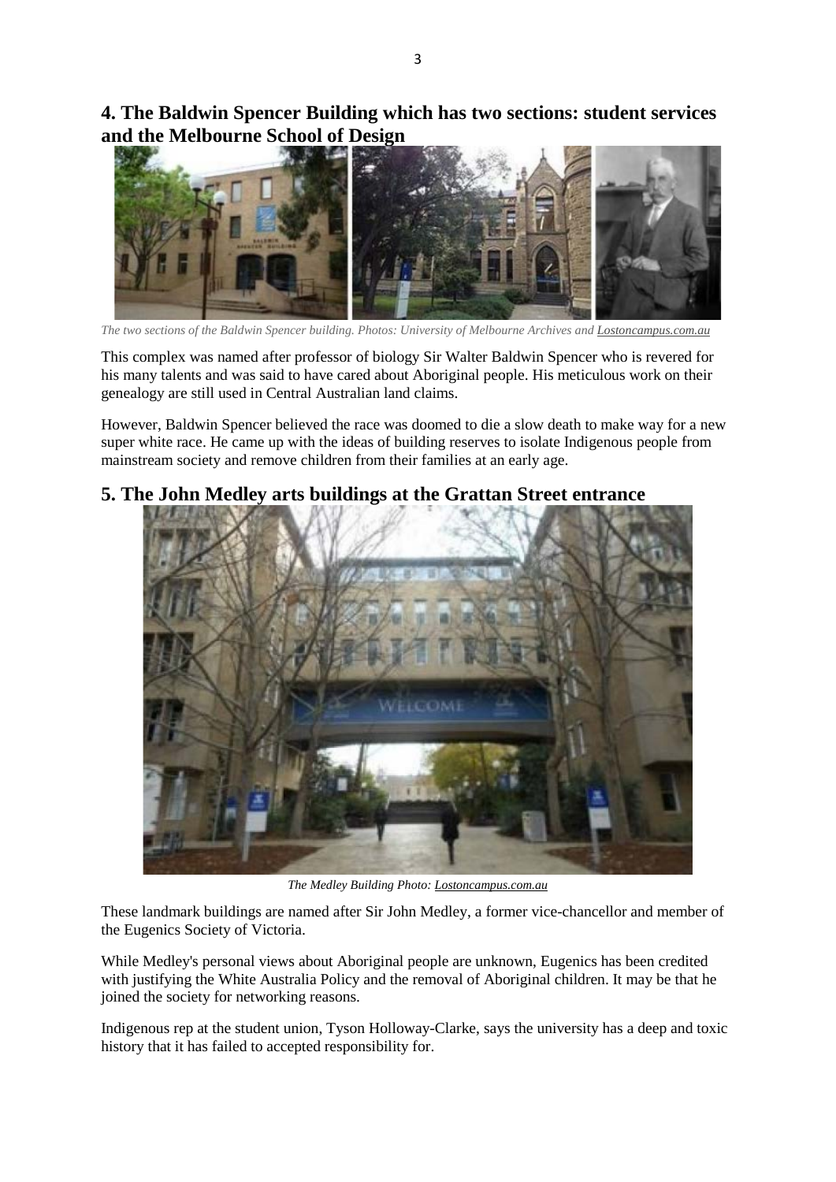## 4. The Baldwin Spencer Building which has two sections: student services and the Melbourne School of Design

*The two sections of the Baldwin Spencer building. Photos: University of Melbourne Archives and Lostoncampus.com.au*

This complex was named after professor of biology Sir Walter Baldwin Spencer who is revered for his many talents and was said to have cared about Aboriginal people. His meticulous work on their genealogy are still used in Central Australian land claims.

However, Baldwin Spencer believed the race was doomed to die a slow death to make way for a new super white race. He came up with the ideas of building reserves to isolate Indigenous people from mainstream society and remove children from their families at an early age.

## 5. The John Medley arts buildings at the Grattan Street entrance

*The Medley Building Photo: Lostoncampus.com.au*

These landmark buildings are named after Sir John Medley, a former vice-chancellor and member of the Eugenics Society of Victoria.

While Medley's personal views about Aboriginal people are unknown, Eugenics has been credited with justifying the White Australia Policy and the removal of Aboriginal children. It may be that he joined the society for networking reasons.

Indigenous rep at the student union, Tyson Holloway-Clarke, says the university has a deep and toxic history that it has failed to accepted responsibility for.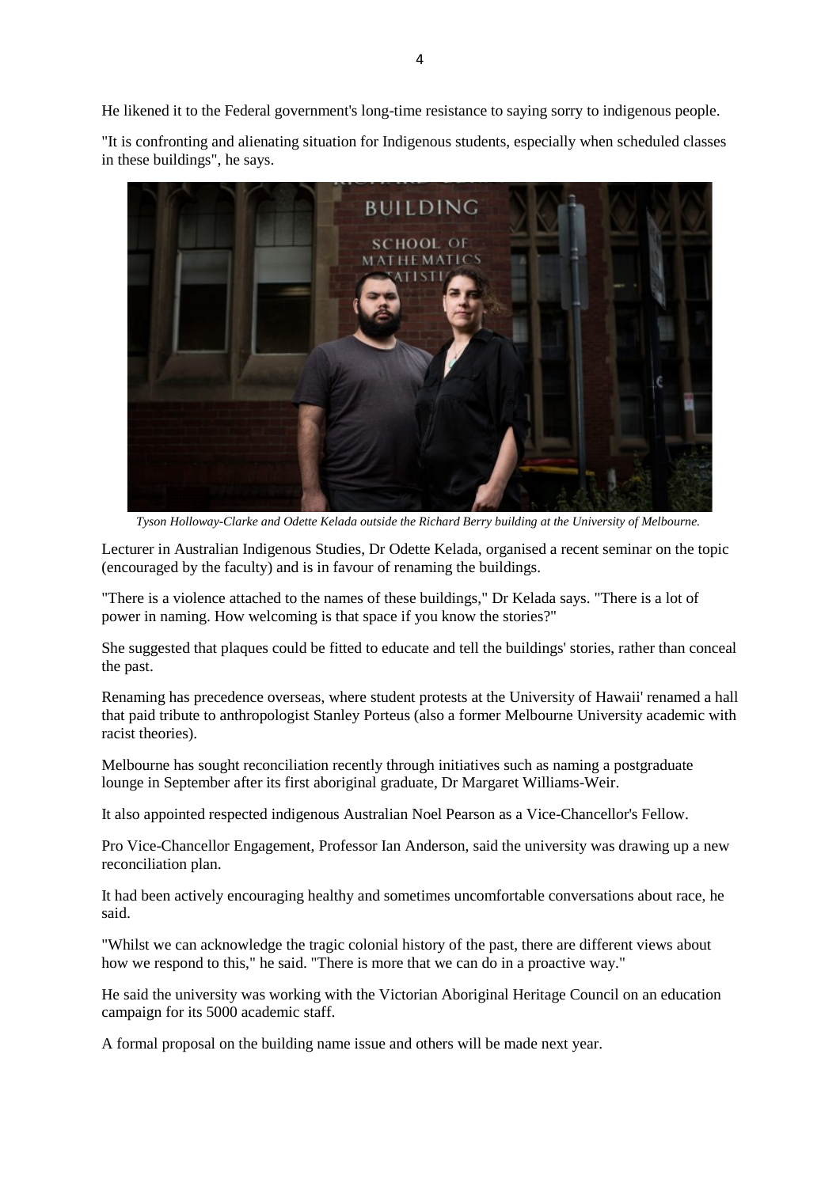He likened it to the Federal government's long-time resistance to saying sorry to indigenous people.

"It is confronting and alienating situation for Indigenous students, especially when scheduled classes in these buildings", he says.

*Tyson Holloway-Clarke and Odette Kelada outside the Richard Berry building at the University of Melbourne.*

Lecturer in Australian Indigenous Studies, Dr Odette Kelada, organised a recent seminar on the topic (encouraged by the faculty) and is in favour of renaming the buildings.

"There is a violence attached to the names of these buildings," Dr Kelada says. "There is a lot of power in naming. How welcoming is that space if you know the stories?"

She suggested that plaques could be fitted to educate and tell the buildings' stories, rather than conceal the past.

Renaming has precedence overseas, where student protests at the University of Hawaii' renamed a hall that paid tribute to anthropologist Stanley Porteus (also a former Melbourne University academic with racist theories).

Melbourne has sought reconciliation recently through initiatives such as naming a postgraduate lounge in September after its first aboriginal graduate, Dr Margaret Williams-Weir.

It also appointed respected indigenous Australian Noel Pearson as a Vice-Chancellor's Fellow.

Pro Vice-Chancellor Engagement, Professor Ian Anderson, said the university was drawing up a new reconciliation plan.

It had been actively encouraging healthy and sometimes uncomfortable conversations about race, he said.

"Whilst we can acknowledge the tragic colonial history of the past, there are different views about how we respond to this," he said. "There is more that we can do in a proactive way."

He said the university was working with the Victorian Aboriginal Heritage Council on an education campaign for its 5000 academic staff.

A formal proposal on the building name issue and others will be made next year.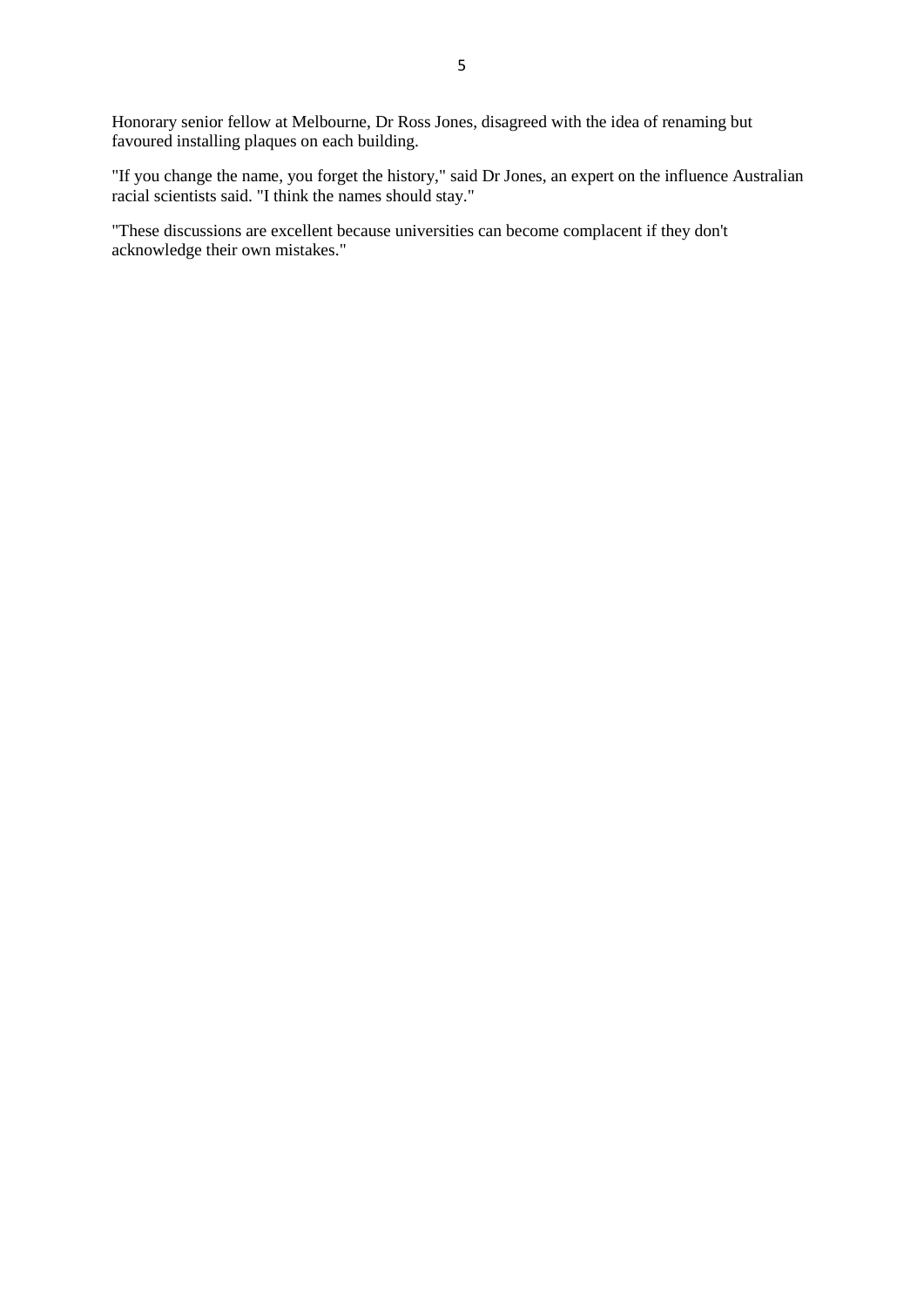Honorary senior fellow at Melbourne, Dr Ross Jones, disagreed with the idea of renaming but favoured installing plaques on each building.

"If you change the name, you forget the history," said Dr Jones, an expert on the influence Australian racial scientists said. "I think the names should stay."

"These discussions are excellent because universities can become complacent if they don't acknowledge their own mistakes."